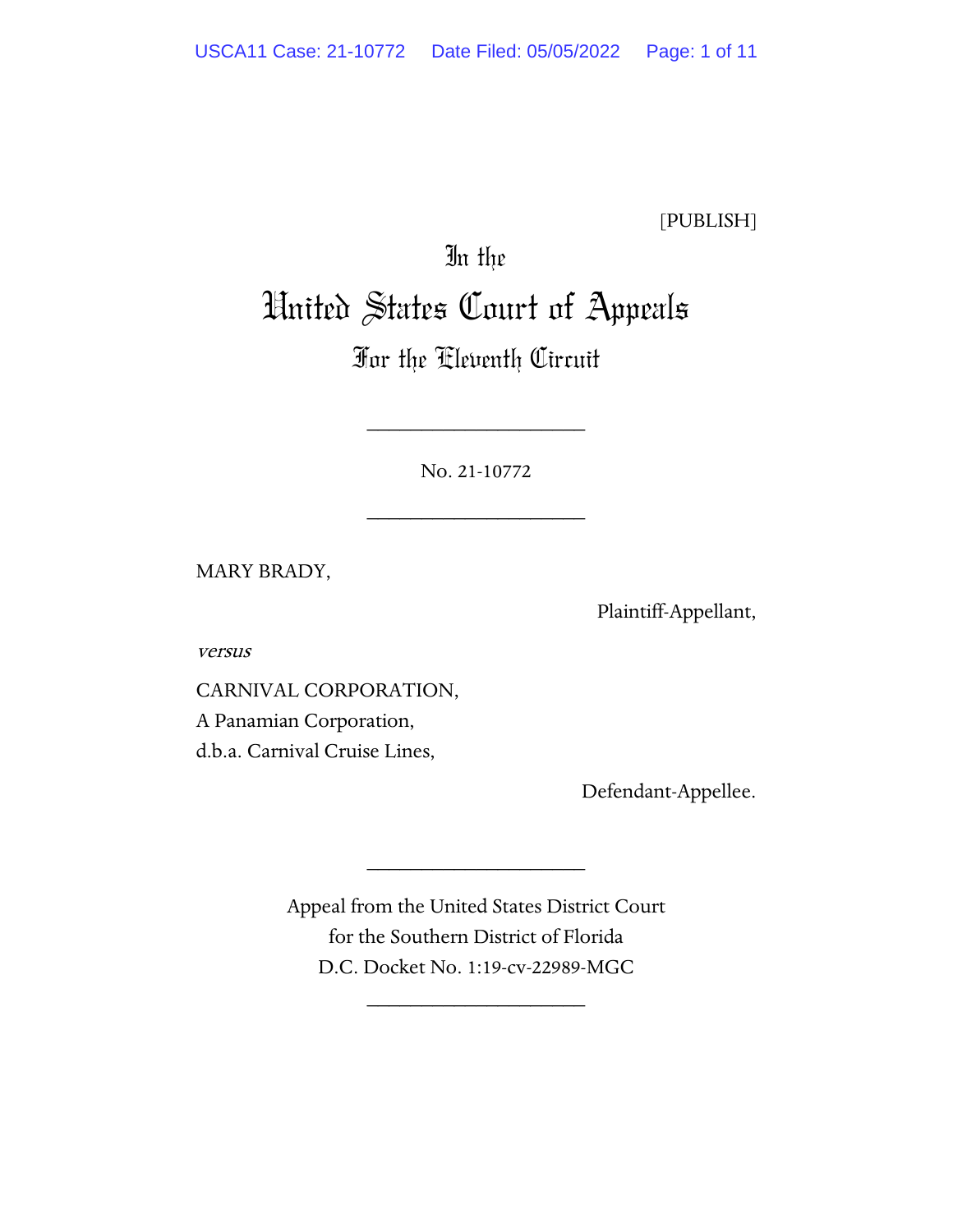[PUBLISH]

# In the United States Court of Appeals

## For the Eleventh Circuit

____________________

No. 21-10772

____________________

MARY BRADY,

Plaintiff-Appellant,

*versus*

CARNIVAL CORPORATION,
A Panamian Corporation,
d.b.a. Carnival Cruise Lines,

Defendant-Appellee.

____________________

Appeal from the United States District Court
for the Southern District of Florida
D.C. Docket No. 1:19-cv-22989-MGC

____________________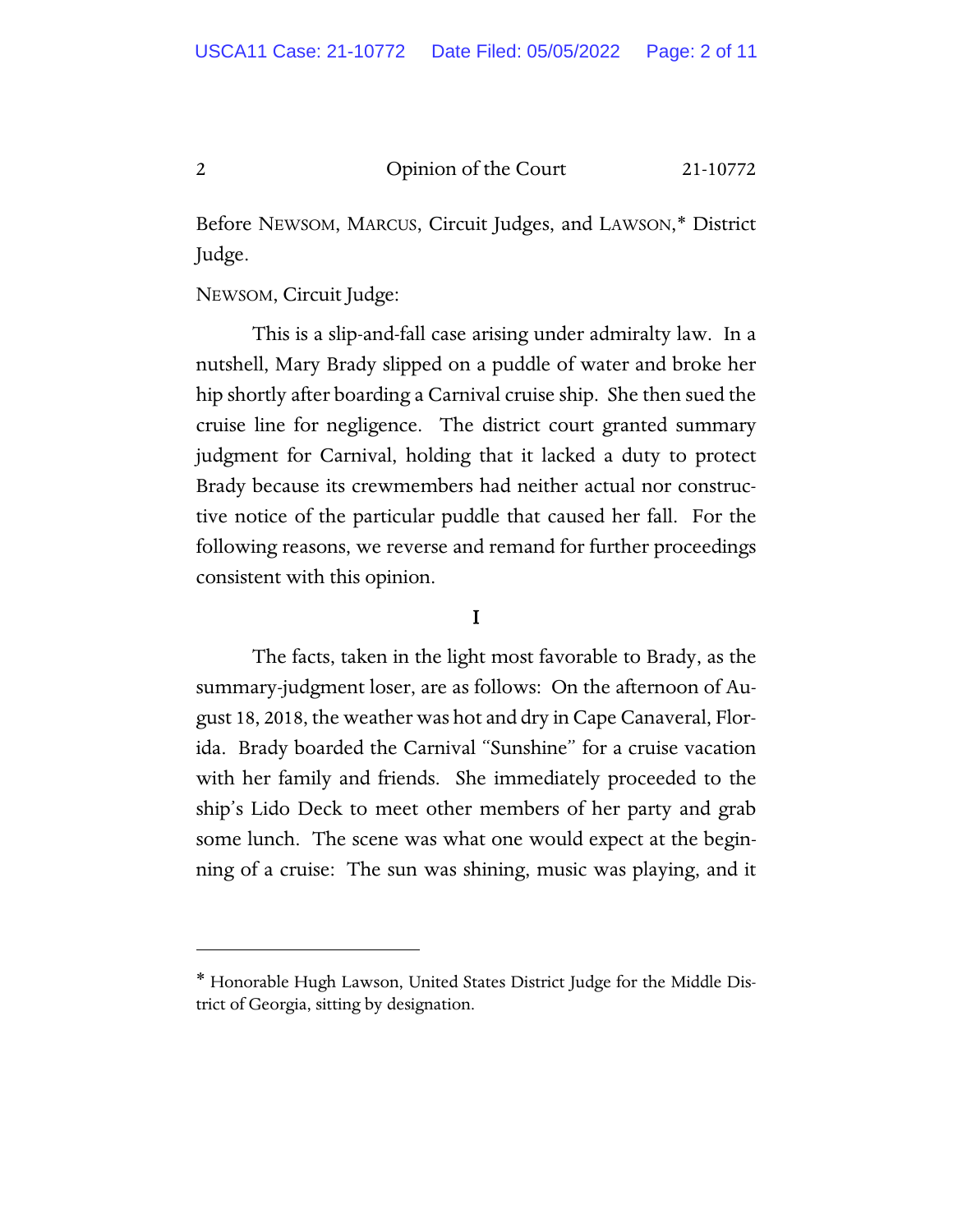Before NEWSOM, MARCUS, Circuit Judges, and LAWSON,* District Judge.

NEWSOM, Circuit Judge:

This is a slip-and-fall case arising under admiralty law. In a nutshell, Mary Brady slipped on a puddle of water and broke her hip shortly after boarding a Carnival cruise ship. She then sued the cruise line for negligence. The district court granted summary judgment for Carnival, holding that it lacked a duty to protect Brady because its crewmembers had neither actual nor constructive notice of the particular puddle that caused her fall. For the following reasons, we reverse and remand for further proceedings consistent with this opinion.

## I

The facts, taken in the light most favorable to Brady, as the summary-judgment loser, are as follows: On the afternoon of August 18, 2018, the weather was hot and dry in Cape Canaveral, Florida. Brady boarded the Carnival "Sunshine" for a cruise vacation with her family and friends. She immediately proceeded to the ship's Lido Deck to meet other members of her party and grab some lunch. The scene was what one would expect at the beginning of a cruise: The sun was shining, music was playing, and it

---

* Honorable Hugh Lawson, United States District Judge for the Middle District of Georgia, sitting by designation.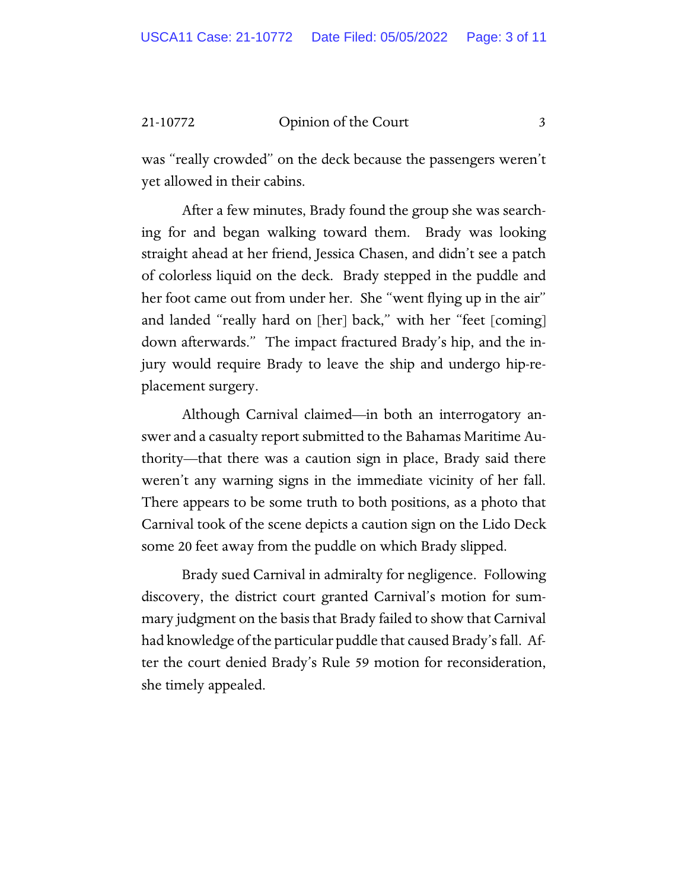was "really crowded" on the deck because the passengers weren't yet allowed in their cabins.

After a few minutes, Brady found the group she was searching for and began walking toward them. Brady was looking straight ahead at her friend, Jessica Chasen, and didn't see a patch of colorless liquid on the deck. Brady stepped in the puddle and her foot came out from under her. She "went flying up in the air" and landed "really hard on [her] back," with her "feet [coming] down afterwards." The impact fractured Brady's hip, and the injury would require Brady to leave the ship and undergo hip-replacement surgery.

Although Carnival claimed—in both an interrogatory answer and a casualty report submitted to the Bahamas Maritime Authority—that there was a caution sign in place, Brady said there weren't any warning signs in the immediate vicinity of her fall. There appears to be some truth to both positions, as a photo that Carnival took of the scene depicts a caution sign on the Lido Deck some 20 feet away from the puddle on which Brady slipped.

Brady sued Carnival in admiralty for negligence. Following discovery, the district court granted Carnival's motion for summary judgment on the basis that Brady failed to show that Carnival had knowledge of the particular puddle that caused Brady's fall. After the court denied Brady's Rule 59 motion for reconsideration, she timely appealed.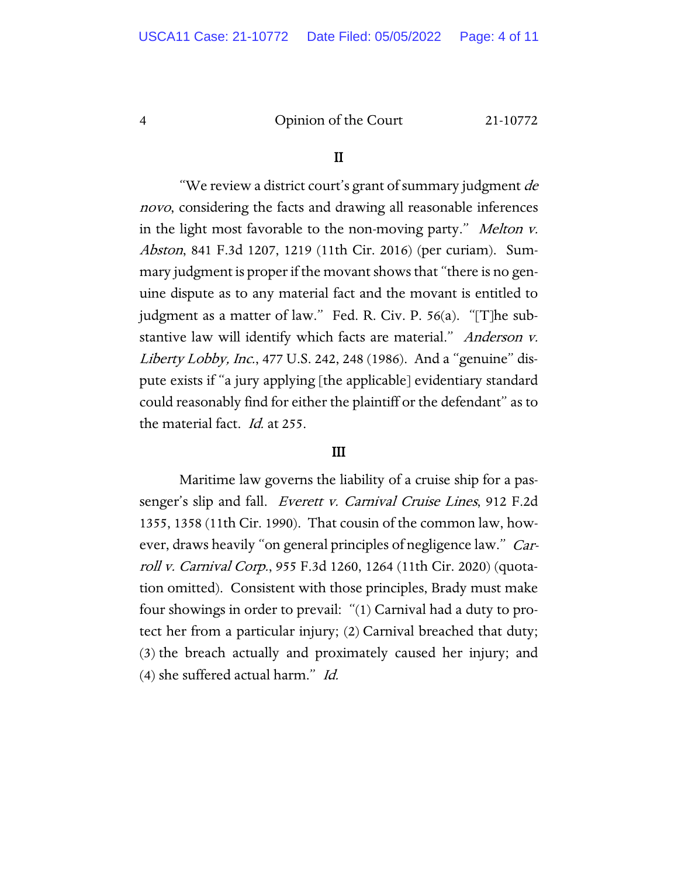## II

"We review a district court's grant of summary judgment *de novo*, considering the facts and drawing all reasonable inferences in the light most favorable to the non-moving party." *Melton v. Abston*, 841 F.3d 1207, 1219 (11th Cir. 2016) (per curiam). Summary judgment is proper if the movant shows that "there is no genuine dispute as to any material fact and the movant is entitled to judgment as a matter of law." Fed. R. Civ. P. 56(a). "[T]he substantive law will identify which facts are material." *Anderson v. Liberty Lobby, Inc.*, 477 U.S. 242, 248 (1986). And a "genuine" dispute exists if "a jury applying [the applicable] evidentiary standard could reasonably find for either the plaintiff or the defendant" as to the material fact. *Id.* at 255.

## III

Maritime law governs the liability of a cruise ship for a passenger's slip and fall. *Everett v. Carnival Cruise Lines*, 912 F.2d 1355, 1358 (11th Cir. 1990). That cousin of the common law, however, draws heavily "on general principles of negligence law." *Carroll v. Carnival Corp.*, 955 F.3d 1260, 1264 (11th Cir. 2020) (quotation omitted). Consistent with those principles, Brady must make four showings in order to prevail: "(1) Carnival had a duty to protect her from a particular injury; (2) Carnival breached that duty; (3) the breach actually and proximately caused her injury; and (4) she suffered actual harm." *Id.*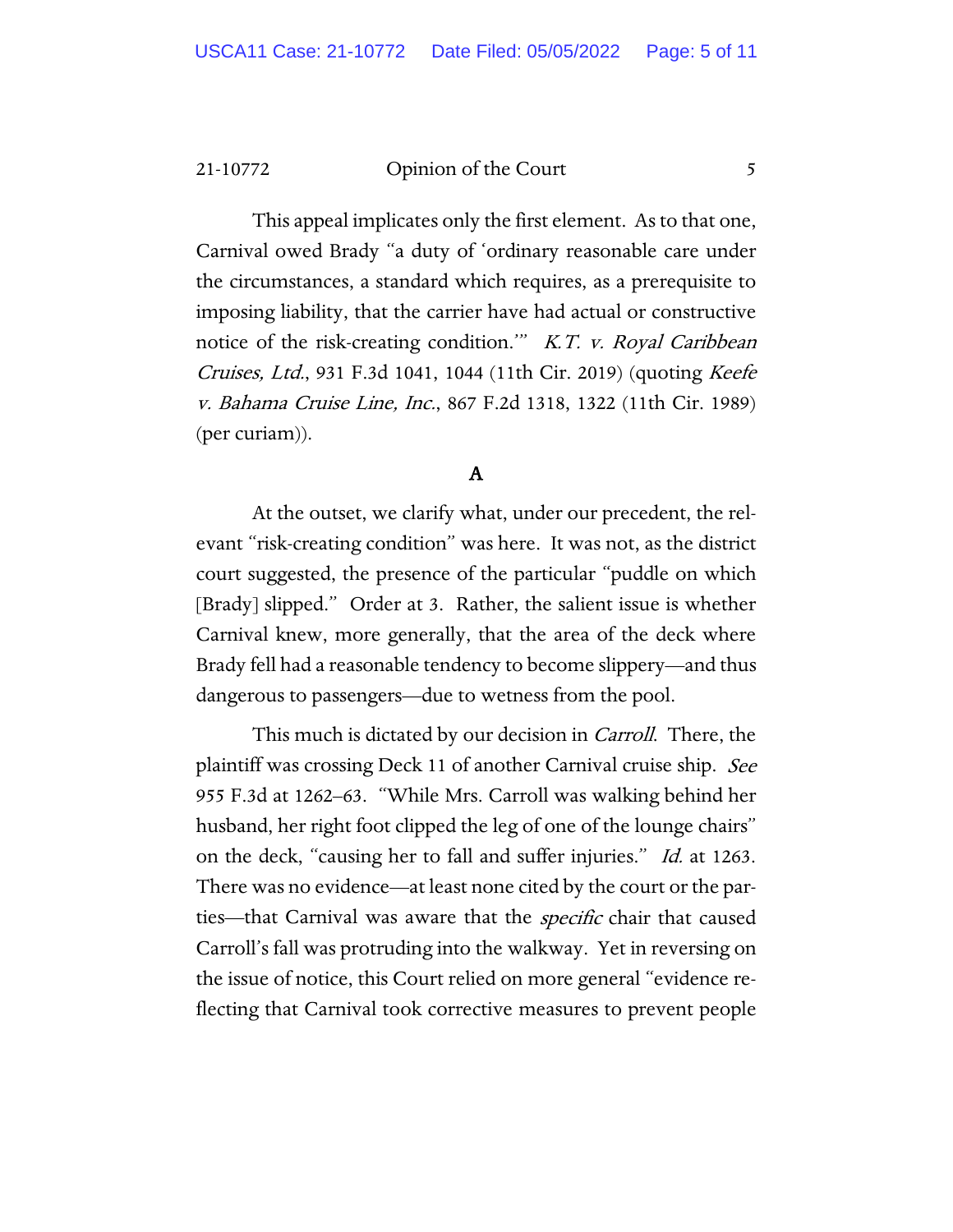This appeal implicates only the first element. As to that one, Carnival owed Brady "a duty of 'ordinary reasonable care under the circumstances, a standard which requires, as a prerequisite to imposing liability, that the carrier have had actual or constructive notice of the risk-creating condition.'" *K.T. v. Royal Caribbean Cruises, Ltd.*, 931 F.3d 1041, 1044 (11th Cir. 2019) (quoting *Keefe v. Bahama Cruise Line, Inc.*, 867 F.2d 1318, 1322 (11th Cir. 1989) (per curiam)).

### A

At the outset, we clarify what, under our precedent, the relevant "risk-creating condition" was here. It was not, as the district court suggested, the presence of the particular "puddle on which [Brady] slipped." Order at 3. Rather, the salient issue is whether Carnival knew, more generally, that the area of the deck where Brady fell had a reasonable tendency to become slippery—and thus dangerous to passengers—due to wetness from the pool.

This much is dictated by our decision in *Carroll*. There, the plaintiff was crossing Deck 11 of another Carnival cruise ship. *See* 955 F.3d at 1262–63. "While Mrs. Carroll was walking behind her husband, her right foot clipped the leg of one of the lounge chairs" on the deck, "causing her to fall and suffer injuries." *Id.* at 1263. There was no evidence—at least none cited by the court or the parties—that Carnival was aware that the *specific* chair that caused Carroll's fall was protruding into the walkway. Yet in reversing on the issue of notice, this Court relied on more general "evidence reflecting that Carnival took corrective measures to prevent people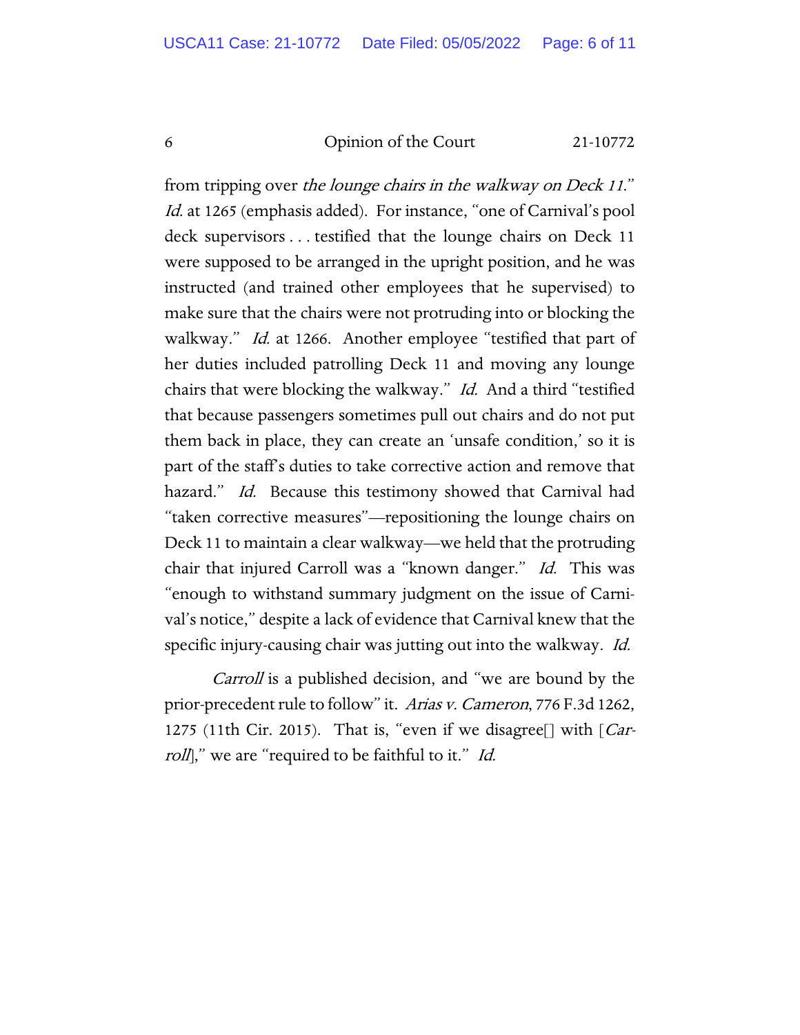from tripping over *the lounge chairs in the walkway on Deck 11*." *Id.* at 1265 (emphasis added). For instance, "one of Carnival's pool deck supervisors . . . testified that the lounge chairs on Deck 11 were supposed to be arranged in the upright position, and he was instructed (and trained other employees that he supervised) to make sure that the chairs were not protruding into or blocking the walkway." *Id.* at 1266. Another employee "testified that part of her duties included patrolling Deck 11 and moving any lounge chairs that were blocking the walkway." *Id.* And a third "testified that because passengers sometimes pull out chairs and do not put them back in place, they can create an 'unsafe condition,' so it is part of the staff's duties to take corrective action and remove that hazard." *Id.* Because this testimony showed that Carnival had "taken corrective measures"—repositioning the lounge chairs on Deck 11 to maintain a clear walkway—we held that the protruding chair that injured Carroll was a "known danger." *Id.* This was "enough to withstand summary judgment on the issue of Carnival's notice," despite a lack of evidence that Carnival knew that the specific injury-causing chair was jutting out into the walkway. *Id.*

*Carroll* is a published decision, and "we are bound by the prior-precedent rule to follow" it. *Arias v. Cameron*, 776 F.3d 1262, 1275 (11th Cir. 2015). That is, "even if we disagree[] with [*Carroll*]," we are "required to be faithful to it." *Id.*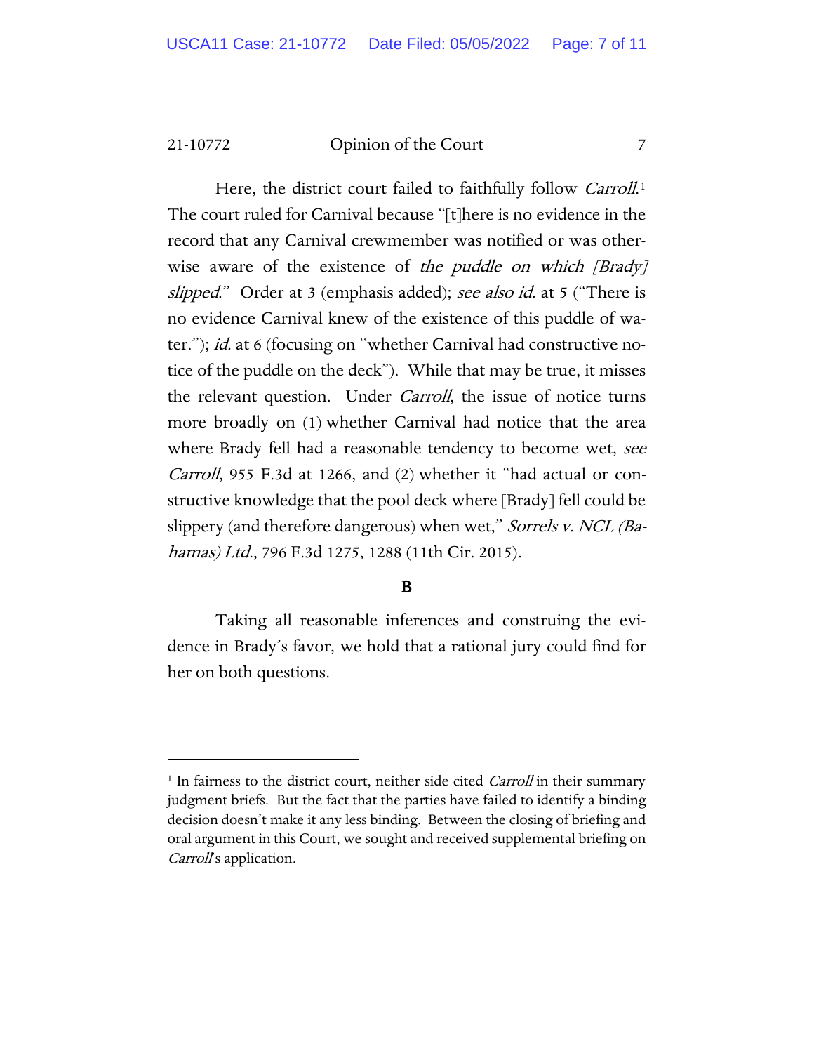Here, the district court failed to faithfully follow *Carroll*.[1] The court ruled for Carnival because "[t]here is no evidence in the record that any Carnival crewmember was notified or was otherwise aware of the existence of *the puddle on which [Brady] slipped*." Order at 3 (emphasis added); *see also id.* at 5 ("There is no evidence Carnival knew of the existence of this puddle of water."); *id.* at 6 (focusing on "whether Carnival had constructive notice of the puddle on the deck"). While that may be true, it misses the relevant question. Under *Carroll*, the issue of notice turns more broadly on (1) whether Carnival had notice that the area where Brady fell had a reasonable tendency to become wet, *see Carroll*, 955 F.3d at 1266, and (2) whether it "had actual or constructive knowledge that the pool deck where [Brady] fell could be slippery (and therefore dangerous) when wet," *Sorrels v. NCL (Bahamas) Ltd.*, 796 F.3d 1275, 1288 (11th Cir. 2015).

**B**

Taking all reasonable inferences and construing the evidence in Brady's favor, we hold that a rational jury could find for her on both questions.

---

[1] In fairness to the district court, neither side cited *Carroll* in their summary judgment briefs. But the fact that the parties have failed to identify a binding decision doesn't make it any less binding. Between the closing of briefing and oral argument in this Court, we sought and received supplemental briefing on *Carroll*'s application.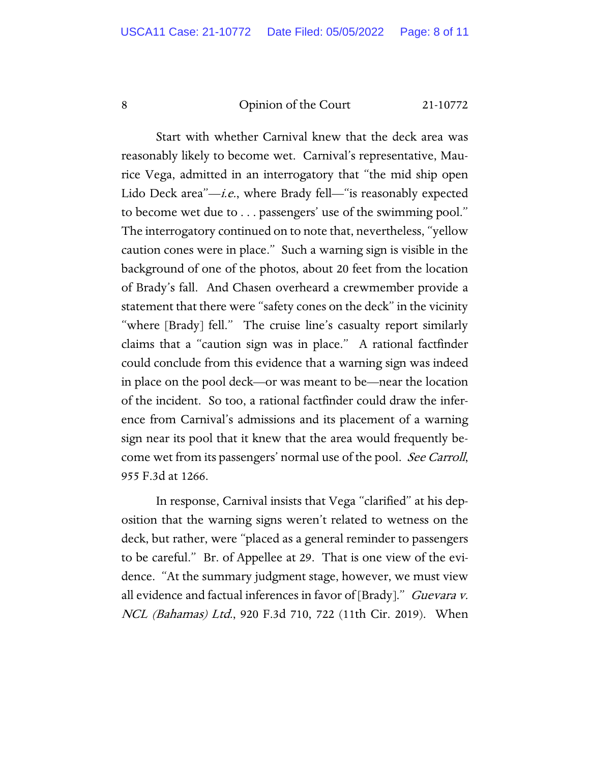Start with whether Carnival knew that the deck area was reasonably likely to become wet. Carnival's representative, Maurice Vega, admitted in an interrogatory that "the mid ship open Lido Deck area"—*i.e.*, where Brady fell—"is reasonably expected to become wet due to . . . passengers' use of the swimming pool." The interrogatory continued on to note that, nevertheless, "yellow caution cones were in place." Such a warning sign is visible in the background of one of the photos, about 20 feet from the location of Brady's fall. And Chasen overheard a crewmember provide a statement that there were "safety cones on the deck" in the vicinity "where [Brady] fell." The cruise line's casualty report similarly claims that a "caution sign was in place." A rational factfinder could conclude from this evidence that a warning sign was indeed in place on the pool deck—or was meant to be—near the location of the incident. So too, a rational factfinder could draw the inference from Carnival's admissions and its placement of a warning sign near its pool that it knew that the area would frequently become wet from its passengers' normal use of the pool. *See Carroll*, 955 F.3d at 1266.

In response, Carnival insists that Vega "clarified" at his deposition that the warning signs weren't related to wetness on the deck, but rather, were "placed as a general reminder to passengers to be careful." Br. of Appellee at 29. That is one view of the evidence. "At the summary judgment stage, however, we must view all evidence and factual inferences in favor of [Brady]." *Guevara v. NCL (Bahamas) Ltd.*, 920 F.3d 710, 722 (11th Cir. 2019). When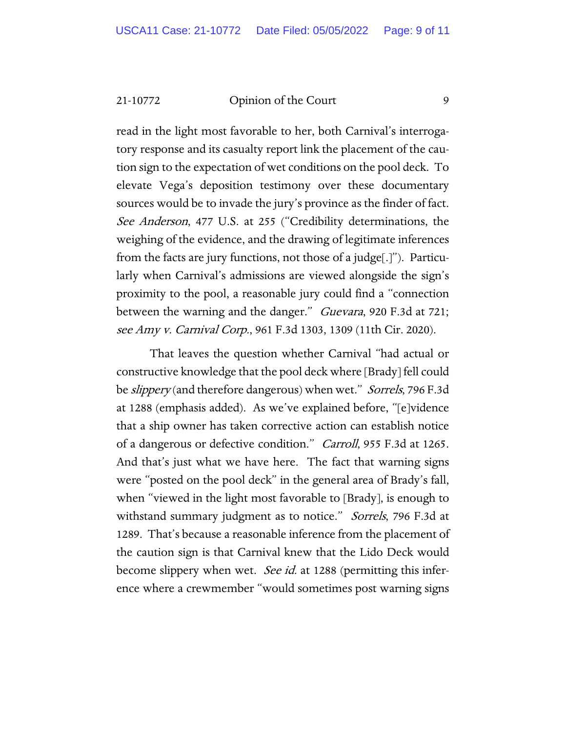read in the light most favorable to her, both Carnival's interrogatory response and its casualty report link the placement of the caution sign to the expectation of wet conditions on the pool deck. To elevate Vega's deposition testimony over these documentary sources would be to invade the jury's province as the finder of fact. *See Anderson*, 477 U.S. at 255 ("Credibility determinations, the weighing of the evidence, and the drawing of legitimate inferences from the facts are jury functions, not those of a judge[.]"). Particularly when Carnival's admissions are viewed alongside the sign's proximity to the pool, a reasonable jury could find a "connection between the warning and the danger." *Guevara*, 920 F.3d at 721; *see Amy v. Carnival Corp.*, 961 F.3d 1303, 1309 (11th Cir. 2020).

That leaves the question whether Carnival "had actual or constructive knowledge that the pool deck where [Brady] fell could be *slippery* (and therefore dangerous) when wet." *Sorrels*, 796 F.3d at 1288 (emphasis added). As we've explained before, "[e]vidence that a ship owner has taken corrective action can establish notice of a dangerous or defective condition." *Carroll*, 955 F.3d at 1265. And that's just what we have here. The fact that warning signs were "posted on the pool deck" in the general area of Brady's fall, when "viewed in the light most favorable to [Brady], is enough to withstand summary judgment as to notice." *Sorrels*, 796 F.3d at 1289. That's because a reasonable inference from the placement of the caution sign is that Carnival knew that the Lido Deck would become slippery when wet. *See id.* at 1288 (permitting this inference where a crewmember "would sometimes post warning signs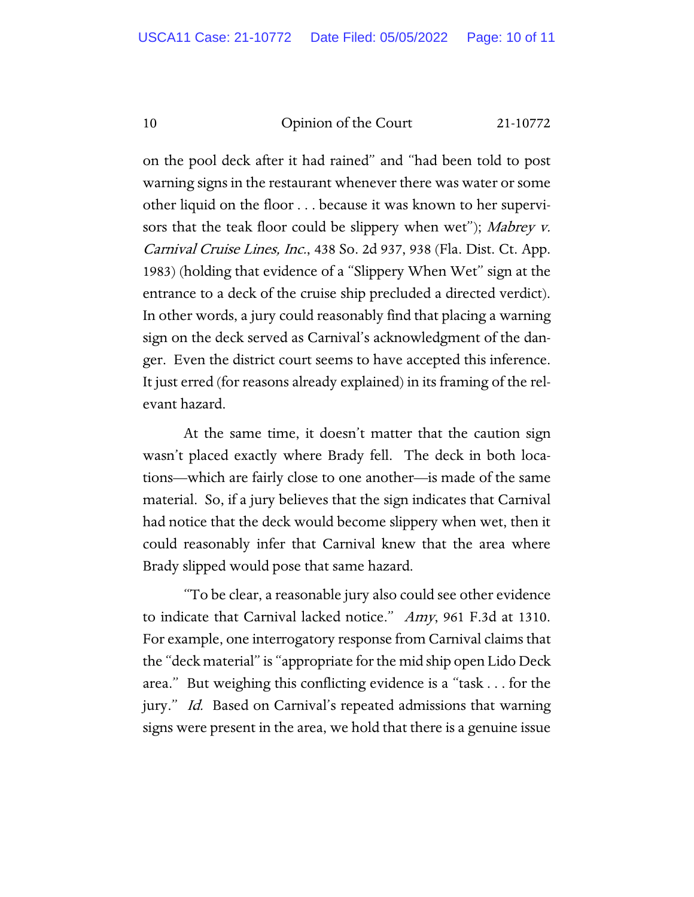on the pool deck after it had rained" and "had been told to post warning signs in the restaurant whenever there was water or some other liquid on the floor . . . because it was known to her supervisors that the teak floor could be slippery when wet"); *Mabrey v. Carnival Cruise Lines, Inc.*, 438 So. 2d 937, 938 (Fla. Dist. Ct. App. 1983) (holding that evidence of a "Slippery When Wet" sign at the entrance to a deck of the cruise ship precluded a directed verdict). In other words, a jury could reasonably find that placing a warning sign on the deck served as Carnival's acknowledgment of the danger. Even the district court seems to have accepted this inference. It just erred (for reasons already explained) in its framing of the relevant hazard.

At the same time, it doesn't matter that the caution sign wasn't placed exactly where Brady fell. The deck in both locations—which are fairly close to one another—is made of the same material. So, if a jury believes that the sign indicates that Carnival had notice that the deck would become slippery when wet, then it could reasonably infer that Carnival knew that the area where Brady slipped would pose that same hazard.

"To be clear, a reasonable jury also could see other evidence to indicate that Carnival lacked notice." *Amy*, 961 F.3d at 1310. For example, one interrogatory response from Carnival claims that the "deck material" is "appropriate for the mid ship open Lido Deck area." But weighing this conflicting evidence is a "task . . . for the jury." *Id.* Based on Carnival's repeated admissions that warning signs were present in the area, we hold that there is a genuine issue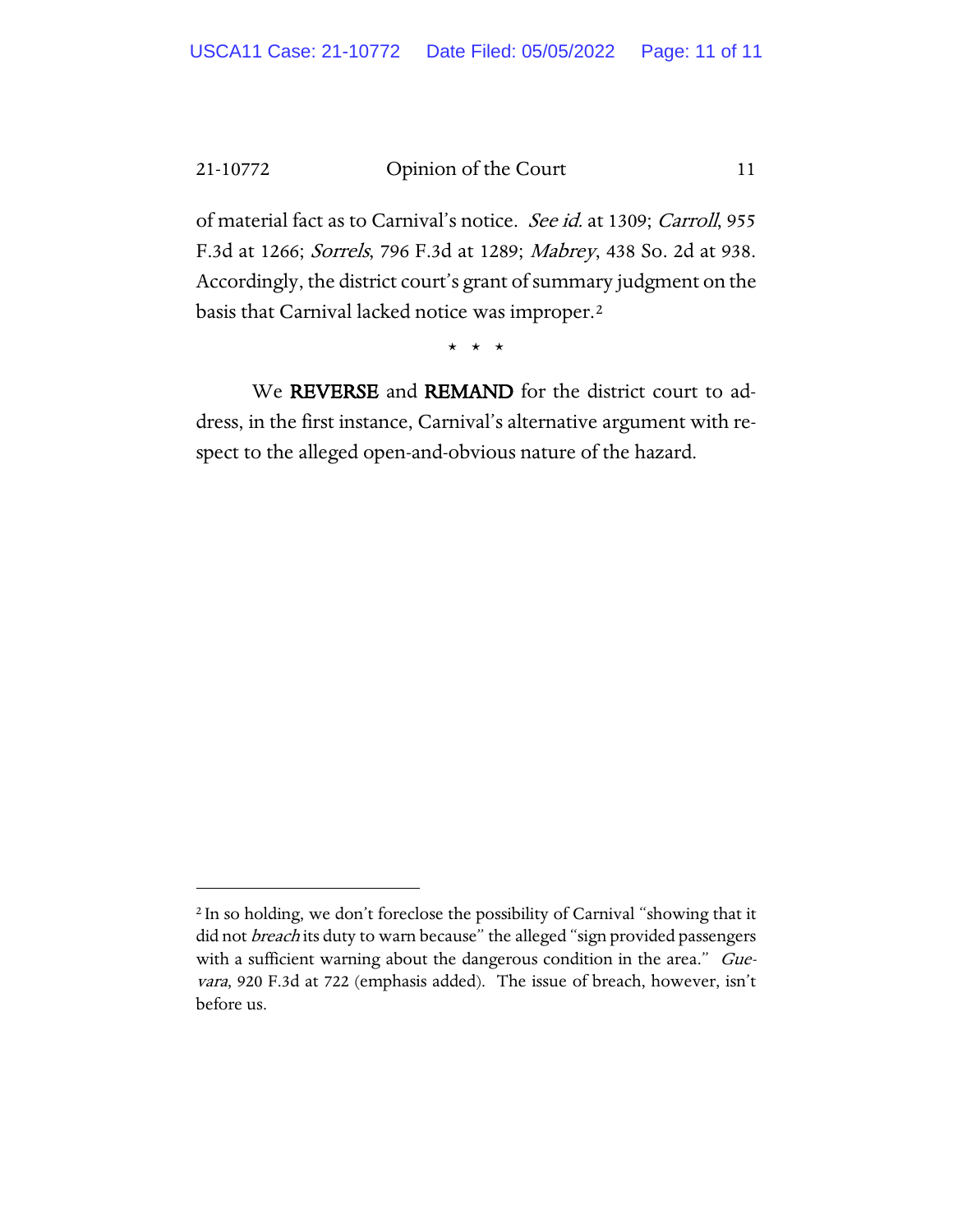of material fact as to Carnival's notice. *See id.* at 1309; *Carroll*, 955 F.3d at 1266; *Sorrels*, 796 F.3d at 1289; *Mabrey*, 438 So. 2d at 938. Accordingly, the district court's grant of summary judgment on the basis that Carnival lacked notice was improper.[2]

\* \* \*

We **REVERSE** and **REMAND** for the district court to address, in the first instance, Carnival's alternative argument with respect to the alleged open-and-obvious nature of the hazard.

---

[2] In so holding, we don't foreclose the possibility of Carnival "showing that it did not *breach* its duty to warn because" the alleged "sign provided passengers with a sufficient warning about the dangerous condition in the area." *Guevara*, 920 F.3d at 722 (emphasis added). The issue of breach, however, isn't before us.